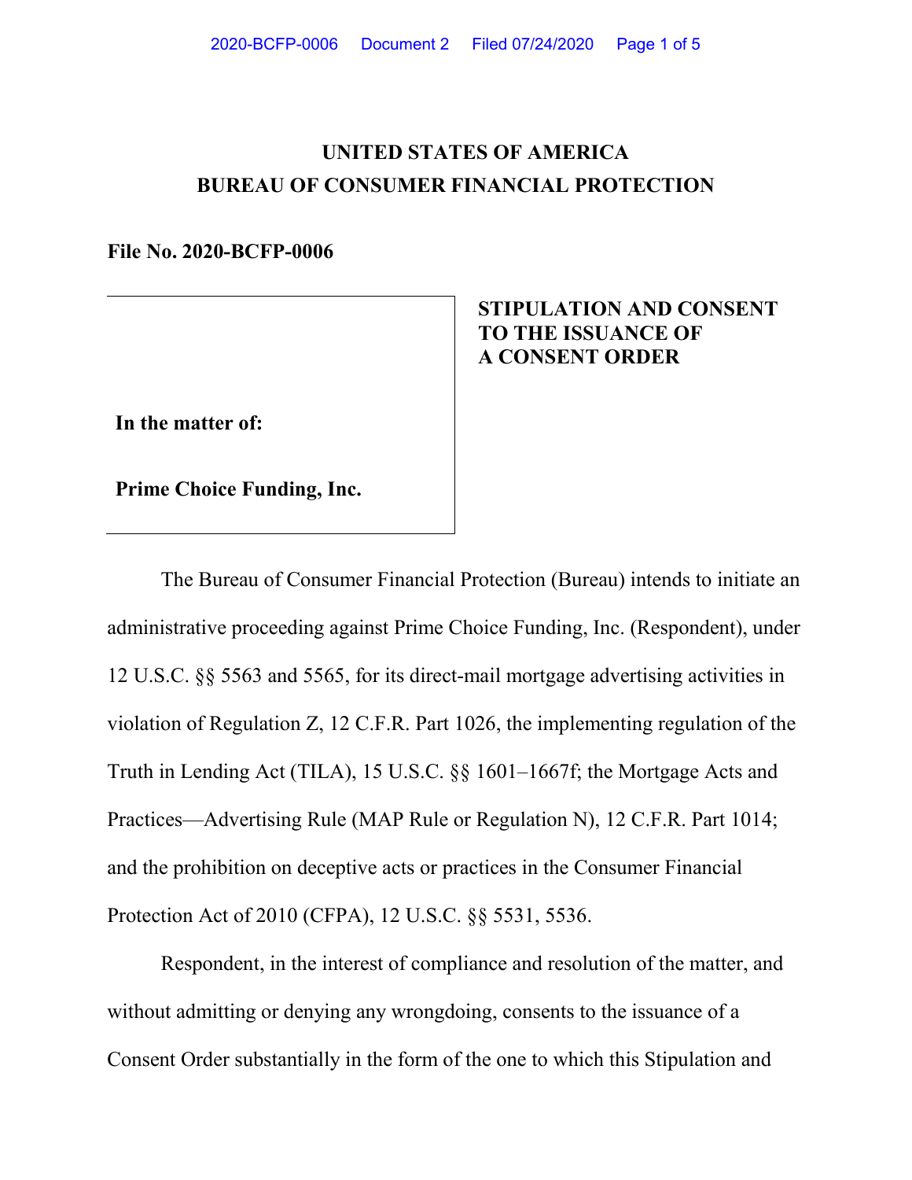**UNITED STATES OF AMERICA**
**BUREAU OF CONSUMER FINANCIAL PROTECTION**

**File No. 2020-BCFP-0006**

**In the matter of:**

**Prime Choice Funding, Inc.**

**STIPULATION AND CONSENT TO THE ISSUANCE OF A CONSENT ORDER**

The Bureau of Consumer Financial Protection (Bureau) intends to initiate an administrative proceeding against Prime Choice Funding, Inc. (Respondent), under 12 U.S.C. §§ 5563 and 5565, for its direct-mail mortgage advertising activities in violation of Regulation Z, 12 C.F.R. Part 1026, the implementing regulation of the Truth in Lending Act (TILA), 15 U.S.C. §§ 1601–1667f; the Mortgage Acts and Practices—Advertising Rule (MAP Rule or Regulation N), 12 C.F.R. Part 1014; and the prohibition on deceptive acts or practices in the Consumer Financial Protection Act of 2010 (CFPA), 12 U.S.C. §§ 5531, 5536.

Respondent, in the interest of compliance and resolution of the matter, and without admitting or denying any wrongdoing, consents to the issuance of a Consent Order substantially in the form of the one to which this Stipulation and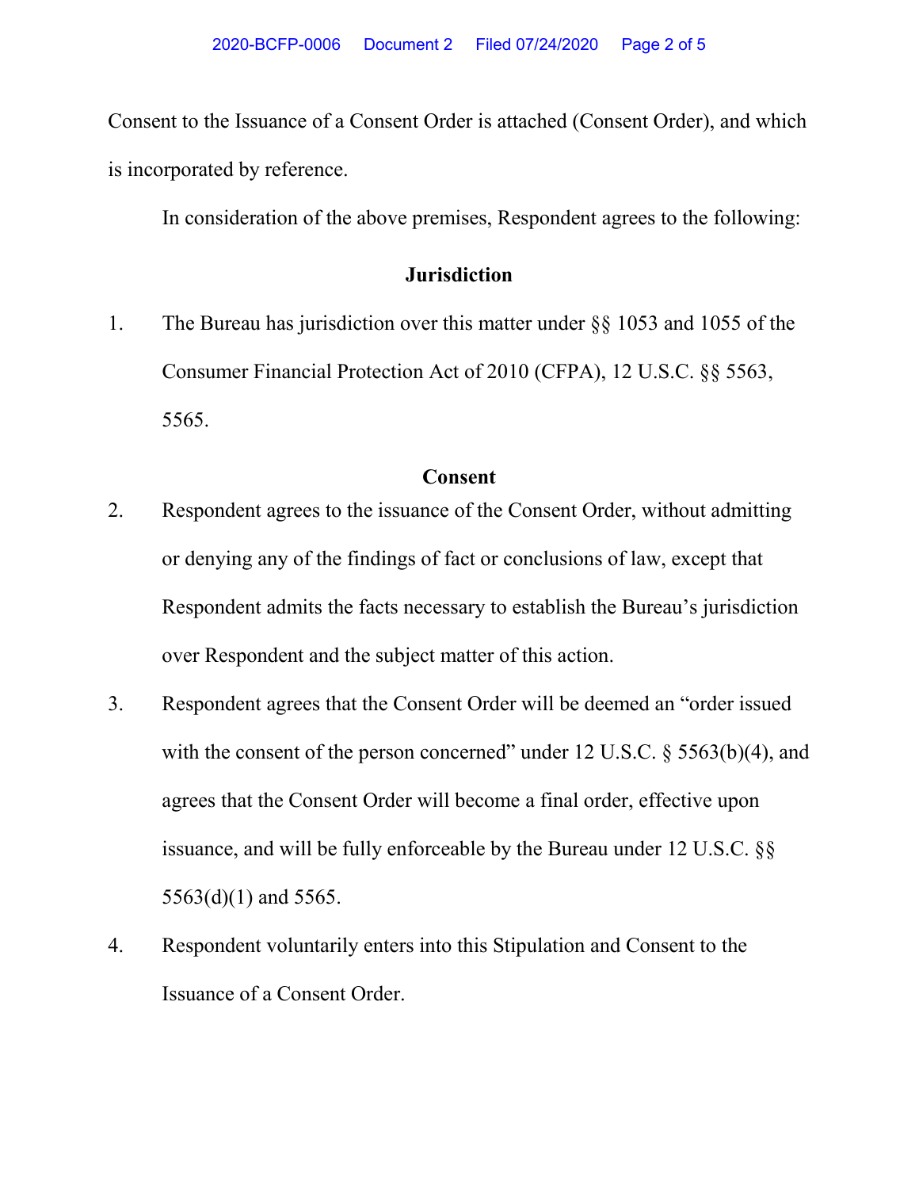Consent to the Issuance of a Consent Order is attached (Consent Order), and which is incorporated by reference.

In consideration of the above premises, Respondent agrees to the following:

**Jurisdiction**

1. The Bureau has jurisdiction over this matter under §§ 1053 and 1055 of the Consumer Financial Protection Act of 2010 (CFPA), 12 U.S.C. §§ 5563, 5565.

**Consent**

2. Respondent agrees to the issuance of the Consent Order, without admitting or denying any of the findings of fact or conclusions of law, except that Respondent admits the facts necessary to establish the Bureau's jurisdiction over Respondent and the subject matter of this action.

3. Respondent agrees that the Consent Order will be deemed an "order issued with the consent of the person concerned" under 12 U.S.C. § 5563(b)(4), and agrees that the Consent Order will become a final order, effective upon issuance, and will be fully enforceable by the Bureau under 12 U.S.C. §§ 5563(d)(1) and 5565.

4. Respondent voluntarily enters into this Stipulation and Consent to the Issuance of a Consent Order.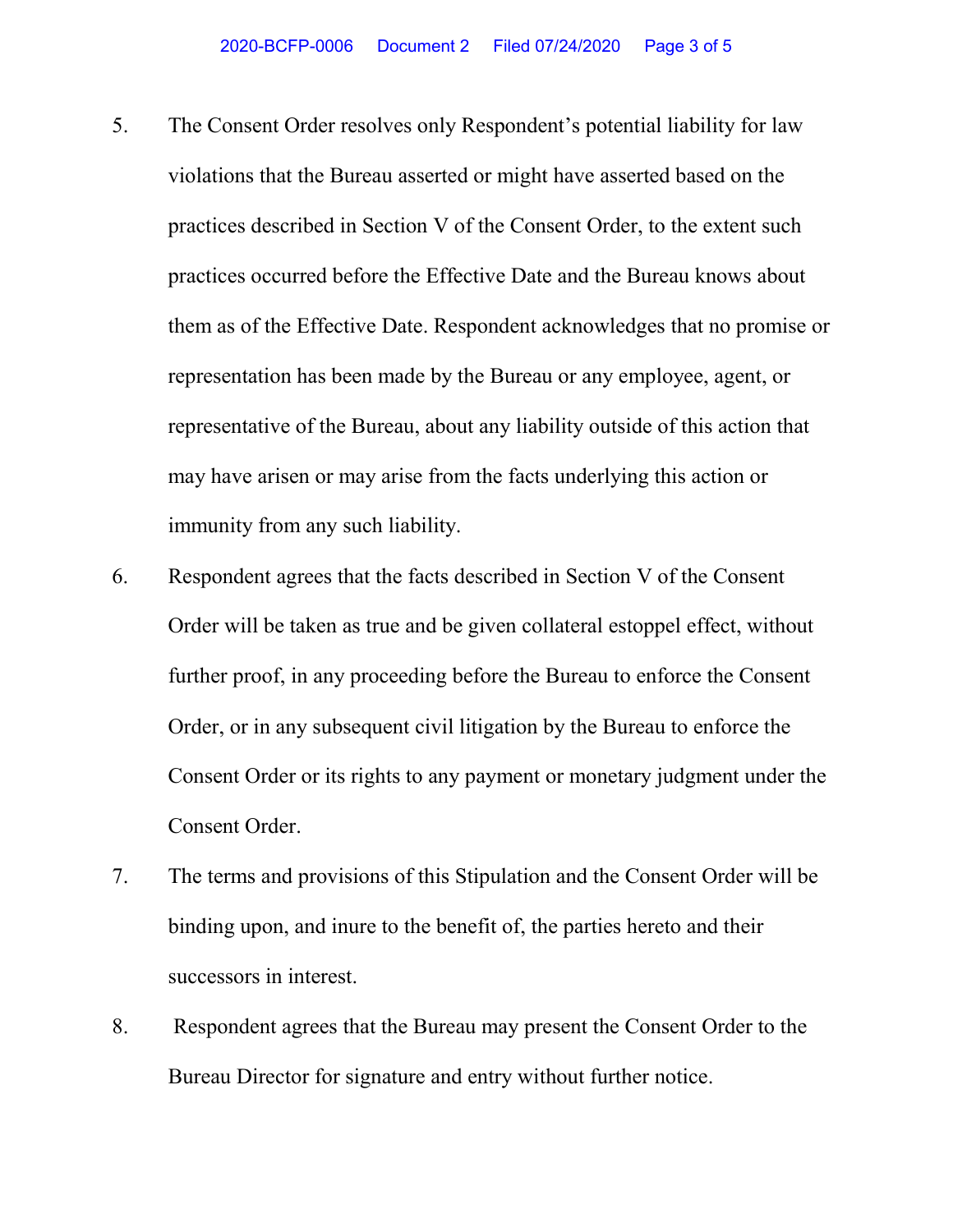5. The Consent Order resolves only Respondent's potential liability for law violations that the Bureau asserted or might have asserted based on the practices described in Section V of the Consent Order, to the extent such practices occurred before the Effective Date and the Bureau knows about them as of the Effective Date. Respondent acknowledges that no promise or representation has been made by the Bureau or any employee, agent, or representative of the Bureau, about any liability outside of this action that may have arisen or may arise from the facts underlying this action or immunity from any such liability.

6. Respondent agrees that the facts described in Section V of the Consent Order will be taken as true and be given collateral estoppel effect, without further proof, in any proceeding before the Bureau to enforce the Consent Order, or in any subsequent civil litigation by the Bureau to enforce the Consent Order or its rights to any payment or monetary judgment under the Consent Order.

7. The terms and provisions of this Stipulation and the Consent Order will be binding upon, and inure to the benefit of, the parties hereto and their successors in interest.

8. Respondent agrees that the Bureau may present the Consent Order to the Bureau Director for signature and entry without further notice.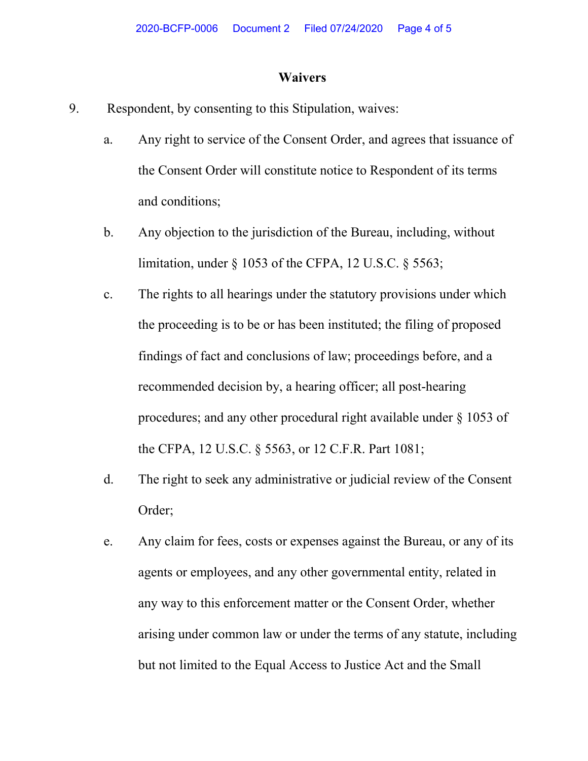## Waivers

9. Respondent, by consenting to this Stipulation, waives:

   a. Any right to service of the Consent Order, and agrees that issuance of the Consent Order will constitute notice to Respondent of its terms and conditions;

   b. Any objection to the jurisdiction of the Bureau, including, without limitation, under § 1053 of the CFPA, 12 U.S.C. § 5563;

   c. The rights to all hearings under the statutory provisions under which the proceeding is to be or has been instituted; the filing of proposed findings of fact and conclusions of law; proceedings before, and a recommended decision by, a hearing officer; all post-hearing procedures; and any other procedural right available under § 1053 of the CFPA, 12 U.S.C. § 5563, or 12 C.F.R. Part 1081;

   d. The right to seek any administrative or judicial review of the Consent Order;

   e. Any claim for fees, costs or expenses against the Bureau, or any of its agents or employees, and any other governmental entity, related in any way to this enforcement matter or the Consent Order, whether arising under common law or under the terms of any statute, including but not limited to the Equal Access to Justice Act and the Small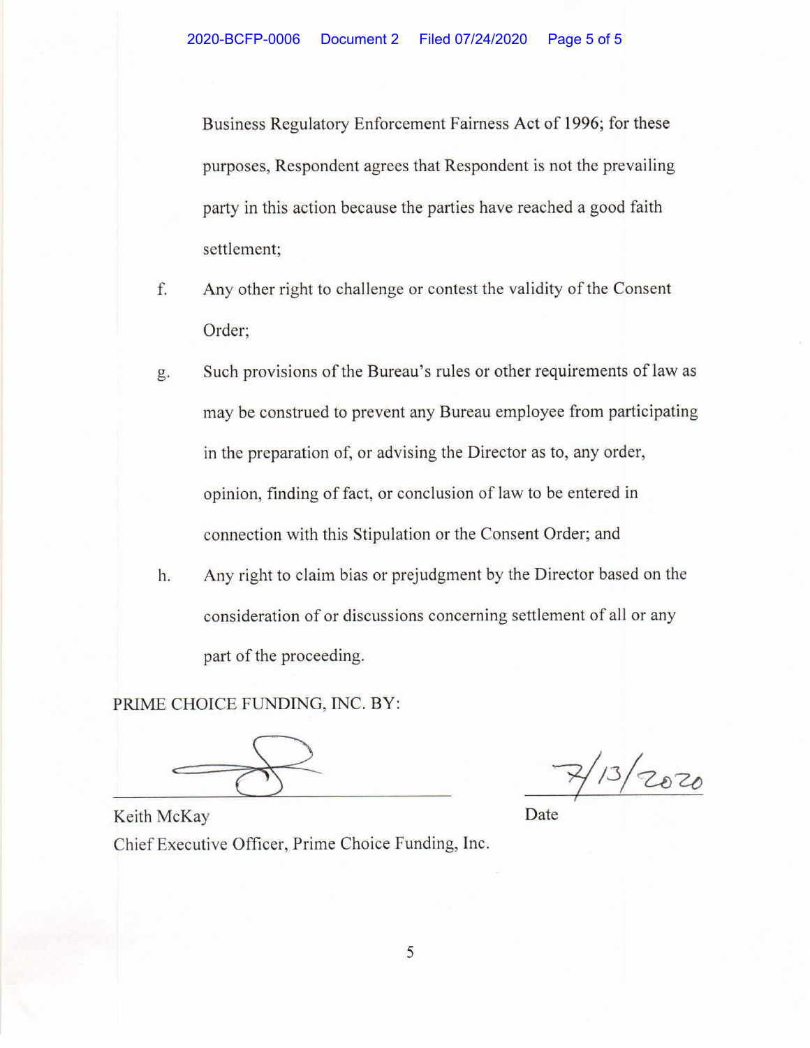Business Regulatory Enforcement Fairness Act of 1996; for these purposes, Respondent agrees that Respondent is not the prevailing party in this action because the parties have reached a good faith settlement;

f. Any other right to challenge or contest the validity of the Consent Order;

g. Such provisions of the Bureau's rules or other requirements of law as may be construed to prevent any Bureau employee from participating in the preparation of, or advising the Director as to, any order, opinion, finding of fact, or conclusion of law to be entered in connection with this Stipulation or the Consent Order; and

h. Any right to claim bias or prejudgment by the Director based on the consideration of or discussions concerning settlement of all or any part of the proceeding.

PRIME CHOICE FUNDING, INC. BY:

Keith McKay
Chief Executive Officer, Prime Choice Funding, Inc.

7/13/2020
Date